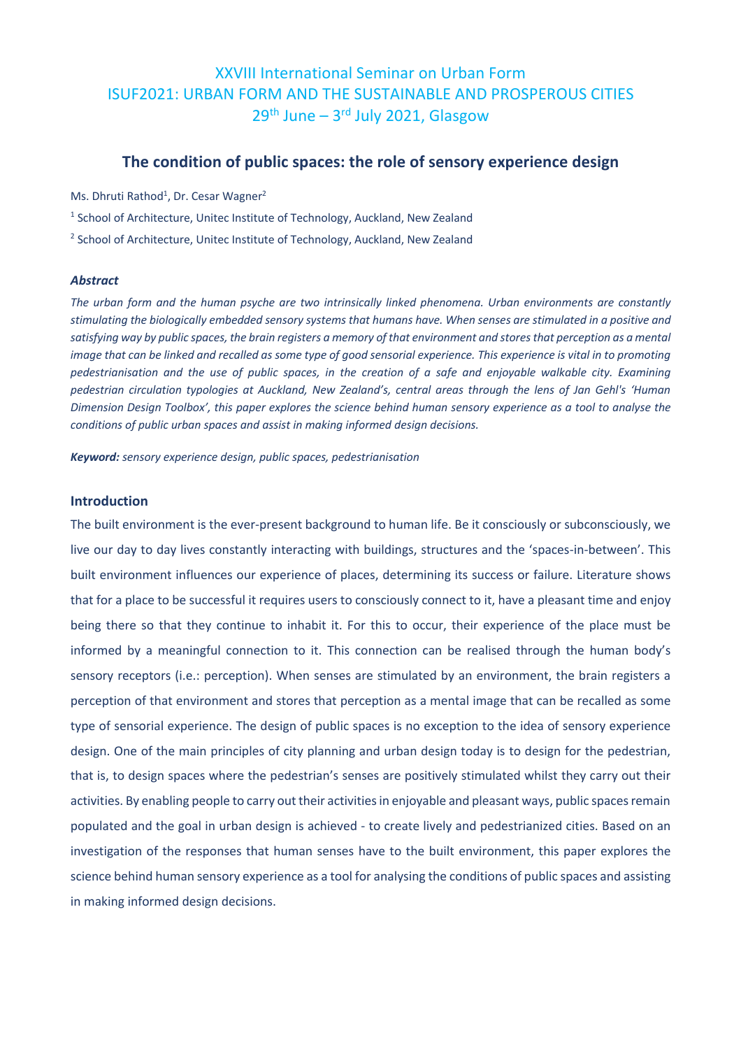XXVIII International Seminar on Urban Form
ISUF2021: URBAN FORM AND THE SUSTAINABLE AND PROSPEROUS CITIES
29th June – 3rd July 2021, Glasgow

# The condition of public spaces: the role of sensory experience design

Ms. Dhruti Rathod[1], Dr. Cesar Wagner[2]

[1] School of Architecture, Unitec Institute of Technology, Auckland, New Zealand

[2] School of Architecture, Unitec Institute of Technology, Auckland, New Zealand

### *Abstract*

*The urban form and the human psyche are two intrinsically linked phenomena. Urban environments are constantly stimulating the biologically embedded sensory systems that humans have. When senses are stimulated in a positive and satisfying way by public spaces, the brain registers a memory of that environment and stores that perception as a mental image that can be linked and recalled as some type of good sensorial experience. This experience is vital in to promoting pedestrianisation and the use of public spaces, in the creation of a safe and enjoyable walkable city. Examining pedestrian circulation typologies at Auckland, New Zealand's, central areas through the lens of Jan Gehl's 'Human Dimension Design Toolbox', this paper explores the science behind human sensory experience as a tool to analyse the conditions of public urban spaces and assist in making informed design decisions.*

***Keyword:*** *sensory experience design, public spaces, pedestrianisation*

## Introduction

The built environment is the ever-present background to human life. Be it consciously or subconsciously, we live our day to day lives constantly interacting with buildings, structures and the 'spaces-in-between'. This built environment influences our experience of places, determining its success or failure. Literature shows that for a place to be successful it requires users to consciously connect to it, have a pleasant time and enjoy being there so that they continue to inhabit it. For this to occur, their experience of the place must be informed by a meaningful connection to it. This connection can be realised through the human body's sensory receptors (i.e.: perception). When senses are stimulated by an environment, the brain registers a perception of that environment and stores that perception as a mental image that can be recalled as some type of sensorial experience. The design of public spaces is no exception to the idea of sensory experience design. One of the main principles of city planning and urban design today is to design for the pedestrian, that is, to design spaces where the pedestrian's senses are positively stimulated whilst they carry out their activities. By enabling people to carry out their activities in enjoyable and pleasant ways, public spaces remain populated and the goal in urban design is achieved - to create lively and pedestrianized cities. Based on an investigation of the responses that human senses have to the built environment, this paper explores the science behind human sensory experience as a tool for analysing the conditions of public spaces and assisting in making informed design decisions.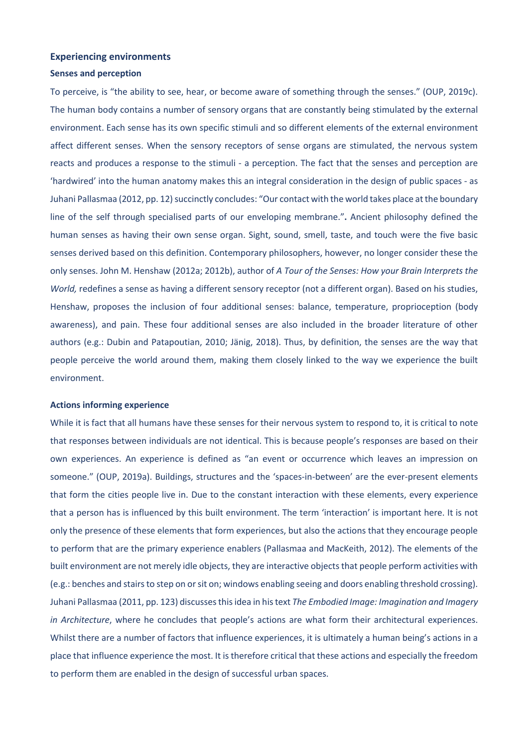## Experiencing environments

### Senses and perception

To perceive, is "the ability to see, hear, or become aware of something through the senses." (OUP, 2019c). The human body contains a number of sensory organs that are constantly being stimulated by the external environment. Each sense has its own specific stimuli and so different elements of the external environment affect different senses. When the sensory receptors of sense organs are stimulated, the nervous system reacts and produces a response to the stimuli - a perception. The fact that the senses and perception are 'hardwired' into the human anatomy makes this an integral consideration in the design of public spaces - as Juhani Pallasmaa (2012, pp. 12) succinctly concludes: "Our contact with the world takes place at the boundary line of the self through specialised parts of our enveloping membrane."**.** Ancient philosophy defined the human senses as having their own sense organ. Sight, sound, smell, taste, and touch were the five basic senses derived based on this definition. Contemporary philosophers, however, no longer consider these the only senses. John M. Henshaw (2012a; 2012b), author of *A Tour of the Senses: How your Brain Interprets the World,* redefines a sense as having a different sensory receptor (not a different organ). Based on his studies, Henshaw, proposes the inclusion of four additional senses: balance, temperature, proprioception (body awareness), and pain. These four additional senses are also included in the broader literature of other authors (e.g.: Dubin and Patapoutian, 2010; Jänig, 2018). Thus, by definition, the senses are the way that people perceive the world around them, making them closely linked to the way we experience the built environment.

### Actions informing experience

While it is fact that all humans have these senses for their nervous system to respond to, it is critical to note that responses between individuals are not identical. This is because people's responses are based on their own experiences. An experience is defined as "an event or occurrence which leaves an impression on someone." (OUP, 2019a). Buildings, structures and the 'spaces-in-between' are the ever-present elements that form the cities people live in. Due to the constant interaction with these elements, every experience that a person has is influenced by this built environment. The term 'interaction' is important here. It is not only the presence of these elements that form experiences, but also the actions that they encourage people to perform that are the primary experience enablers (Pallasmaa and MacKeith, 2012). The elements of the built environment are not merely idle objects, they are interactive objects that people perform activities with (e.g.: benches and stairs to step on or sit on; windows enabling seeing and doors enabling threshold crossing). Juhani Pallasmaa (2011, pp. 123) discusses this idea in his text *The Embodied Image: Imagination and Imagery in Architecture*, where he concludes that people's actions are what form their architectural experiences. Whilst there are a number of factors that influence experiences, it is ultimately a human being's actions in a place that influence experience the most. It is therefore critical that these actions and especially the freedom to perform them are enabled in the design of successful urban spaces.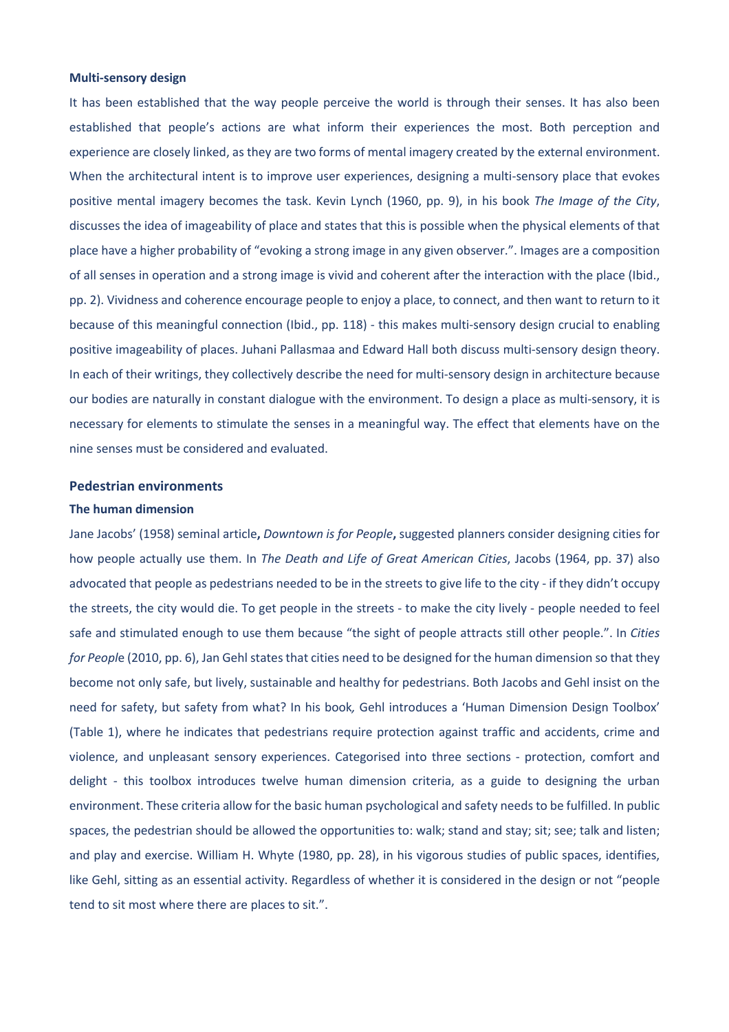**Multi-sensory design**

It has been established that the way people perceive the world is through their senses. It has also been established that people's actions are what inform their experiences the most. Both perception and experience are closely linked, as they are two forms of mental imagery created by the external environment. When the architectural intent is to improve user experiences, designing a multi-sensory place that evokes positive mental imagery becomes the task. Kevin Lynch (1960, pp. 9), in his book *The Image of the City*, discusses the idea of imageability of place and states that this is possible when the physical elements of that place have a higher probability of "evoking a strong image in any given observer.". Images are a composition of all senses in operation and a strong image is vivid and coherent after the interaction with the place (Ibid., pp. 2). Vividness and coherence encourage people to enjoy a place, to connect, and then want to return to it because of this meaningful connection (Ibid., pp. 118) - this makes multi-sensory design crucial to enabling positive imageability of places. Juhani Pallasmaa and Edward Hall both discuss multi-sensory design theory. In each of their writings, they collectively describe the need for multi-sensory design in architecture because our bodies are naturally in constant dialogue with the environment. To design a place as multi-sensory, it is necessary for elements to stimulate the senses in a meaningful way. The effect that elements have on the nine senses must be considered and evaluated.

## Pedestrian environments

### The human dimension

Jane Jacobs' (1958) seminal article**,** *Downtown is for People***,** suggested planners consider designing cities for how people actually use them. In *The Death and Life of Great American Cities*, Jacobs (1964, pp. 37) also advocated that people as pedestrians needed to be in the streets to give life to the city - if they didn't occupy the streets, the city would die. To get people in the streets - to make the city lively - people needed to feel safe and stimulated enough to use them because "the sight of people attracts still other people.". In *Cities for People* (2010, pp. 6), Jan Gehl states that cities need to be designed for the human dimension so that they become not only safe, but lively, sustainable and healthy for pedestrians. Both Jacobs and Gehl insist on the need for safety, but safety from what? In his book*,* Gehl introduces a 'Human Dimension Design Toolbox' (Table 1), where he indicates that pedestrians require protection against traffic and accidents, crime and violence, and unpleasant sensory experiences. Categorised into three sections - protection, comfort and delight - this toolbox introduces twelve human dimension criteria, as a guide to designing the urban environment. These criteria allow for the basic human psychological and safety needs to be fulfilled. In public spaces, the pedestrian should be allowed the opportunities to: walk; stand and stay; sit; see; talk and listen; and play and exercise. William H. Whyte (1980, pp. 28), in his vigorous studies of public spaces, identifies, like Gehl, sitting as an essential activity. Regardless of whether it is considered in the design or not "people tend to sit most where there are places to sit.".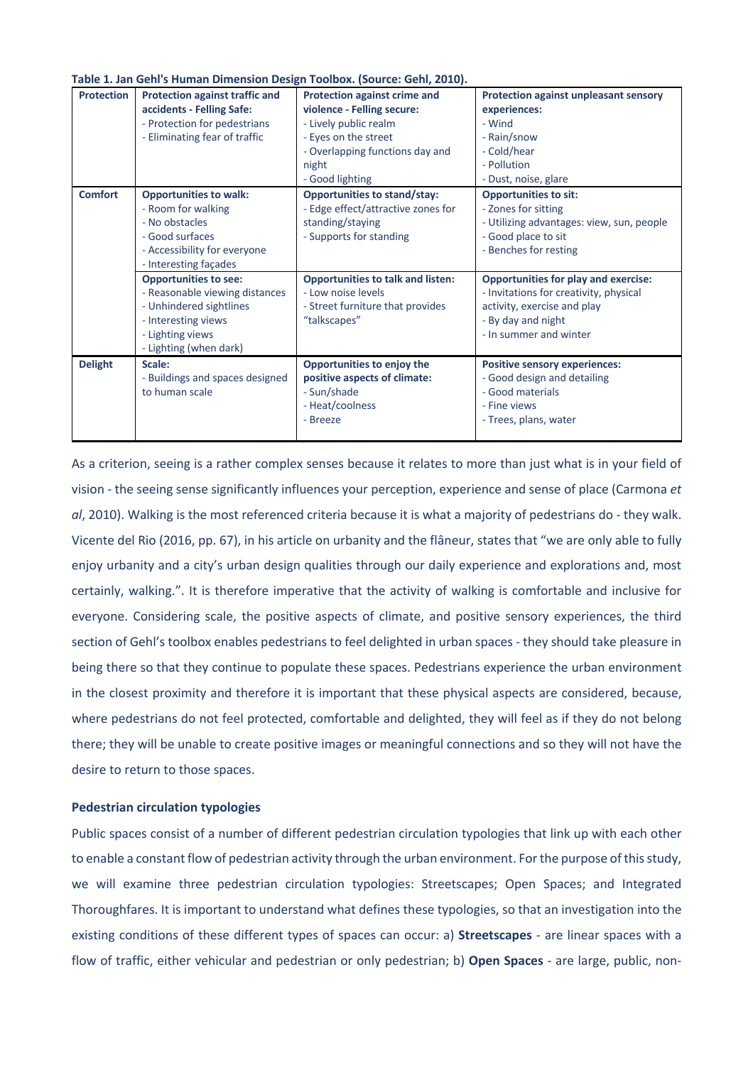**Table 1. Jan Gehl's Human Dimension Design Toolbox. (Source: Gehl, 2010).**

| | | | |
|---|---|---|---|
| **Protection** | **Protection against traffic and accidents - Felling Safe:**<br>- Protection for pedestrians<br>- Eliminating fear of traffic | **Protection against crime and violence - Felling secure:**<br>- Lively public realm<br>- Eyes on the street<br>- Overlapping functions day and night<br>- Good lighting | **Protection against unpleasant sensory experiences:**<br>- Wind<br>- Rain/snow<br>- Cold/hear<br>- Pollution<br>- Dust, noise, glare |
| **Comfort** | **Opportunities to walk:**<br>- Room for walking<br>- No obstacles<br>- Good surfaces<br>- Accessibility for everyone<br>- Interesting façades | **Opportunities to stand/stay:**<br>- Edge effect/attractive zones for standing/staying<br>- Supports for standing | **Opportunities to sit:**<br>- Zones for sitting<br>- Utilizing advantages: view, sun, people<br>- Good place to sit<br>- Benches for resting |
| | **Opportunities to see:**<br>- Reasonable viewing distances<br>- Unhindered sightlines<br>- Interesting views<br>- Lighting views<br>- Lighting (when dark) | **Opportunities to talk and listen:**<br>- Low noise levels<br>- Street furniture that provides "talkscapes" | **Opportunities for play and exercise:**<br>- Invitations for creativity, physical activity, exercise and play<br>- By day and night<br>- In summer and winter |
| **Delight** | **Scale:**<br>- Buildings and spaces designed to human scale | **Opportunities to enjoy the positive aspects of climate:**<br>- Sun/shade<br>- Heat/coolness<br>- Breeze | **Positive sensory experiences:**<br>- Good design and detailing<br>- Good materials<br>- Fine views<br>- Trees, plans, water |

As a criterion, seeing is a rather complex senses because it relates to more than just what is in your field of vision - the seeing sense significantly influences your perception, experience and sense of place (Carmona *et al*, 2010). Walking is the most referenced criteria because it is what a majority of pedestrians do - they walk. Vicente del Rio (2016, pp. 67), in his article on urbanity and the flâneur, states that "we are only able to fully enjoy urbanity and a city's urban design qualities through our daily experience and explorations and, most certainly, walking.". It is therefore imperative that the activity of walking is comfortable and inclusive for everyone. Considering scale, the positive aspects of climate, and positive sensory experiences, the third section of Gehl's toolbox enables pedestrians to feel delighted in urban spaces - they should take pleasure in being there so that they continue to populate these spaces. Pedestrians experience the urban environment in the closest proximity and therefore it is important that these physical aspects are considered, because, where pedestrians do not feel protected, comfortable and delighted, they will feel as if they do not belong there; they will be unable to create positive images or meaningful connections and so they will not have the desire to return to those spaces.

**Pedestrian circulation typologies**

Public spaces consist of a number of different pedestrian circulation typologies that link up with each other to enable a constant flow of pedestrian activity through the urban environment. For the purpose of this study, we will examine three pedestrian circulation typologies: Streetscapes; Open Spaces; and Integrated Thoroughfares. It is important to understand what defines these typologies, so that an investigation into the existing conditions of these different types of spaces can occur: a) **Streetscapes** - are linear spaces with a flow of traffic, either vehicular and pedestrian or only pedestrian; b) **Open Spaces** - are large, public, non-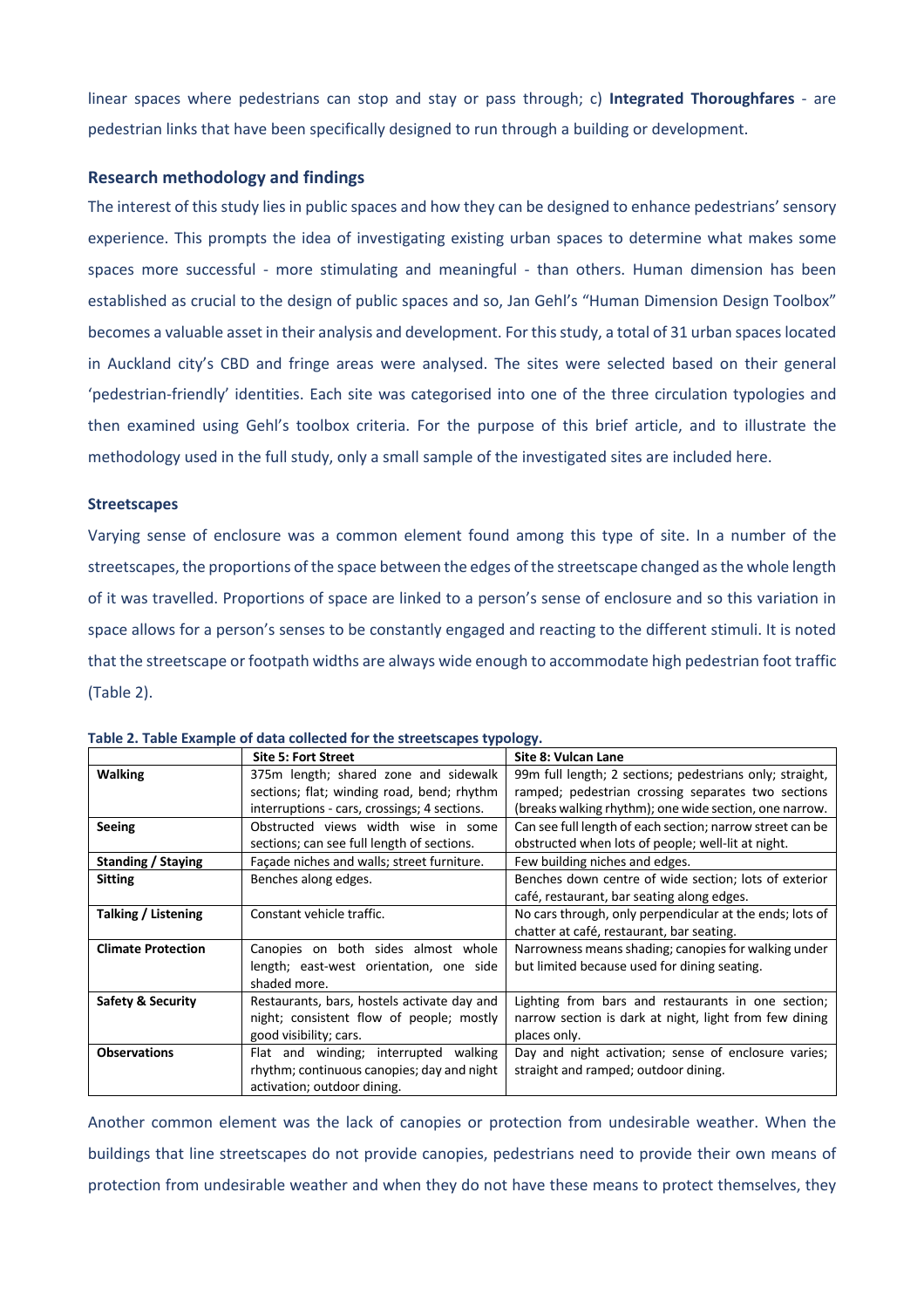linear spaces where pedestrians can stop and stay or pass through; c) **Integrated Thoroughfares** - are pedestrian links that have been specifically designed to run through a building or development.

## Research methodology and findings

The interest of this study lies in public spaces and how they can be designed to enhance pedestrians' sensory experience. This prompts the idea of investigating existing urban spaces to determine what makes some spaces more successful - more stimulating and meaningful - than others. Human dimension has been established as crucial to the design of public spaces and so, Jan Gehl's "Human Dimension Design Toolbox" becomes a valuable asset in their analysis and development. For this study, a total of 31 urban spaces located in Auckland city's CBD and fringe areas were analysed. The sites were selected based on their general 'pedestrian-friendly' identities. Each site was categorised into one of the three circulation typologies and then examined using Gehl's toolbox criteria. For the purpose of this brief article, and to illustrate the methodology used in the full study, only a small sample of the investigated sites are included here.

### Streetscapes

Varying sense of enclosure was a common element found among this type of site. In a number of the streetscapes, the proportions of the space between the edges of the streetscape changed as the whole length of it was travelled. Proportions of space are linked to a person's sense of enclosure and so this variation in space allows for a person's senses to be constantly engaged and reacting to the different stimuli. It is noted that the streetscape or footpath widths are always wide enough to accommodate high pedestrian foot traffic (Table 2).

**Table 2. Table Example of data collected for the streetscapes typology.**

| | Site 5: Fort Street | Site 8: Vulcan Lane |
|---|---|---|
| **Walking** | 375m length; shared zone and sidewalk sections; flat; winding road, bend; rhythm interruptions - cars, crossings; 4 sections. | 99m full length; 2 sections; pedestrians only; straight, ramped; pedestrian crossing separates two sections (breaks walking rhythm); one wide section, one narrow. |
| **Seeing** | Obstructed views width wise in some sections; can see full length of sections. | Can see full length of each section; narrow street can be obstructed when lots of people; well-lit at night. |
| **Standing / Staying** | Façade niches and walls; street furniture. | Few building niches and edges. |
| **Sitting** | Benches along edges. | Benches down centre of wide section; lots of exterior café, restaurant, bar seating along edges. |
| **Talking / Listening** | Constant vehicle traffic. | No cars through, only perpendicular at the ends; lots of chatter at café, restaurant, bar seating. |
| **Climate Protection** | Canopies on both sides almost whole length; east-west orientation, one side shaded more. | Narrowness means shading; canopies for walking under but limited because used for dining seating. |
| **Safety & Security** | Restaurants, bars, hostels activate day and night; consistent flow of people; mostly good visibility; cars. | Lighting from bars and restaurants in one section; narrow section is dark at night, light from few dining places only. |
| **Observations** | Flat and winding; interrupted walking rhythm; continuous canopies; day and night activation; outdoor dining. | Day and night activation; sense of enclosure varies; straight and ramped; outdoor dining. |

Another common element was the lack of canopies or protection from undesirable weather. When the buildings that line streetscapes do not provide canopies, pedestrians need to provide their own means of protection from undesirable weather and when they do not have these means to protect themselves, they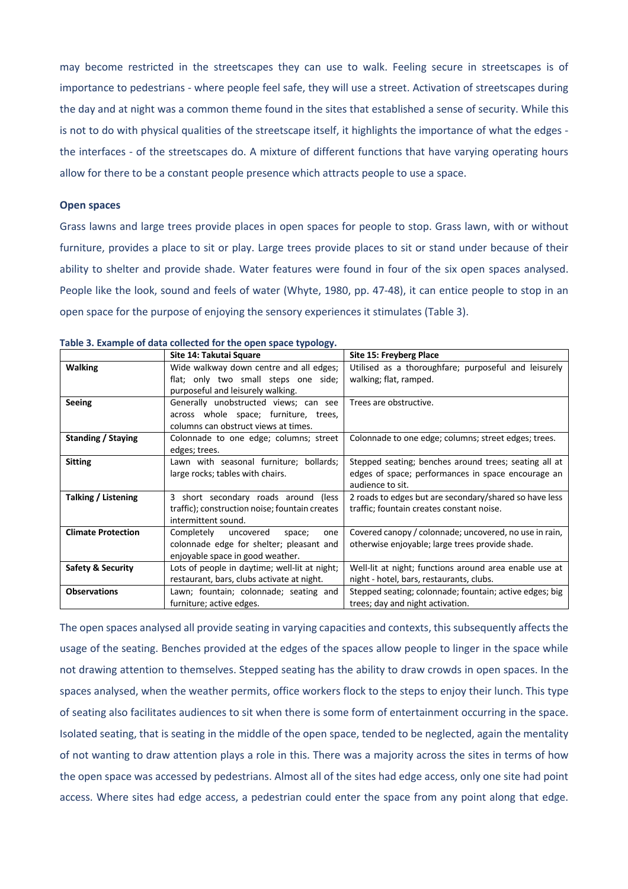may become restricted in the streetscapes they can use to walk. Feeling secure in streetscapes is of importance to pedestrians - where people feel safe, they will use a street. Activation of streetscapes during the day and at night was a common theme found in the sites that established a sense of security. While this is not to do with physical qualities of the streetscape itself, it highlights the importance of what the edges - the interfaces - of the streetscapes do. A mixture of different functions that have varying operating hours allow for there to be a constant people presence which attracts people to use a space.

### Open spaces

Grass lawns and large trees provide places in open spaces for people to stop. Grass lawn, with or without furniture, provides a place to sit or play. Large trees provide places to sit or stand under because of their ability to shelter and provide shade. Water features were found in four of the six open spaces analysed. People like the look, sound and feels of water (Whyte, 1980, pp. 47-48), it can entice people to stop in an open space for the purpose of enjoying the sensory experiences it stimulates (Table 3).

**Table 3. Example of data collected for the open space typology.**

| | Site 14: Takutai Square | Site 15: Freyberg Place |
|---|---|---|
| **Walking** | Wide walkway down centre and all edges; flat; only two small steps one side; purposeful and leisurely walking. | Utilised as a thoroughfare; purposeful and leisurely walking; flat, ramped. |
| **Seeing** | Generally unobstructed views; can see across whole space; furniture, trees, columns can obstruct views at times. | Trees are obstructive. |
| **Standing / Staying** | Colonnade to one edge; columns; street edges; trees. | Colonnade to one edge; columns; street edges; trees. |
| **Sitting** | Lawn with seasonal furniture; bollards; large rocks; tables with chairs. | Stepped seating; benches around trees; seating all at edges of space; performances in space encourage an audience to sit. |
| **Talking / Listening** | 3 short secondary roads around (less traffic); construction noise; fountain creates intermittent sound. | 2 roads to edges but are secondary/shared so have less traffic; fountain creates constant noise. |
| **Climate Protection** | Completely uncovered space; one colonnade edge for shelter; pleasant and enjoyable space in good weather. | Covered canopy / colonnade; uncovered, no use in rain, otherwise enjoyable; large trees provide shade. |
| **Safety & Security** | Lots of people in daytime; well-lit at night; restaurant, bars, clubs activate at night. | Well-lit at night; functions around area enable use at night - hotel, bars, restaurants, clubs. |
| **Observations** | Lawn; fountain; colonnade; seating and furniture; active edges. | Stepped seating; colonnade; fountain; active edges; big trees; day and night activation. |

The open spaces analysed all provide seating in varying capacities and contexts, this subsequently affects the usage of the seating. Benches provided at the edges of the spaces allow people to linger in the space while not drawing attention to themselves. Stepped seating has the ability to draw crowds in open spaces. In the spaces analysed, when the weather permits, office workers flock to the steps to enjoy their lunch. This type of seating also facilitates audiences to sit when there is some form of entertainment occurring in the space. Isolated seating, that is seating in the middle of the open space, tended to be neglected, again the mentality of not wanting to draw attention plays a role in this. There was a majority across the sites in terms of how the open space was accessed by pedestrians. Almost all of the sites had edge access, only one site had point access. Where sites had edge access, a pedestrian could enter the space from any point along that edge.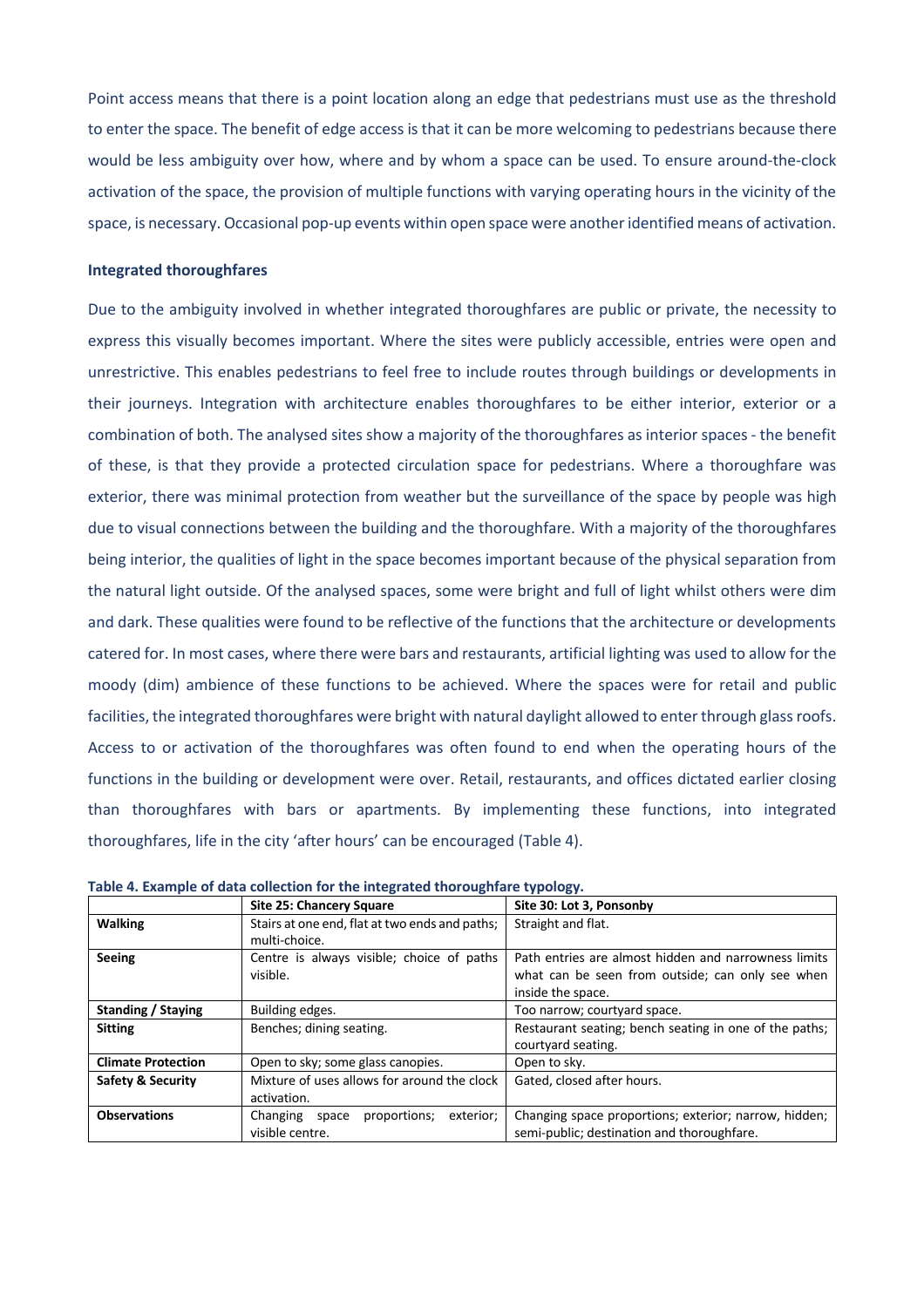Point access means that there is a point location along an edge that pedestrians must use as the threshold to enter the space. The benefit of edge access is that it can be more welcoming to pedestrians because there would be less ambiguity over how, where and by whom a space can be used. To ensure around-the-clock activation of the space, the provision of multiple functions with varying operating hours in the vicinity of the space, is necessary. Occasional pop-up events within open space were another identified means of activation.

### Integrated thoroughfares

Due to the ambiguity involved in whether integrated thoroughfares are public or private, the necessity to express this visually becomes important. Where the sites were publicly accessible, entries were open and unrestrictive. This enables pedestrians to feel free to include routes through buildings or developments in their journeys. Integration with architecture enables thoroughfares to be either interior, exterior or a combination of both. The analysed sites show a majority of the thoroughfares as interior spaces - the benefit of these, is that they provide a protected circulation space for pedestrians. Where a thoroughfare was exterior, there was minimal protection from weather but the surveillance of the space by people was high due to visual connections between the building and the thoroughfare. With a majority of the thoroughfares being interior, the qualities of light in the space becomes important because of the physical separation from the natural light outside. Of the analysed spaces, some were bright and full of light whilst others were dim and dark. These qualities were found to be reflective of the functions that the architecture or developments catered for. In most cases, where there were bars and restaurants, artificial lighting was used to allow for the moody (dim) ambience of these functions to be achieved. Where the spaces were for retail and public facilities, the integrated thoroughfares were bright with natural daylight allowed to enter through glass roofs. Access to or activation of the thoroughfares was often found to end when the operating hours of the functions in the building or development were over. Retail, restaurants, and offices dictated earlier closing than thoroughfares with bars or apartments. By implementing these functions, into integrated thoroughfares, life in the city 'after hours' can be encouraged (Table 4).

**Table 4. Example of data collection for the integrated thoroughfare typology.**

| | Site 25: Chancery Square | Site 30: Lot 3, Ponsonby |
|---|---|---|
| **Walking** | Stairs at one end, flat at two ends and paths; multi-choice. | Straight and flat. |
| **Seeing** | Centre is always visible; choice of paths visible. | Path entries are almost hidden and narrowness limits what can be seen from outside; can only see when inside the space. |
| **Standing / Staying** | Building edges. | Too narrow; courtyard space. |
| **Sitting** | Benches; dining seating. | Restaurant seating; bench seating in one of the paths; courtyard seating. |
| **Climate Protection** | Open to sky; some glass canopies. | Open to sky. |
| **Safety & Security** | Mixture of uses allows for around the clock activation. | Gated, closed after hours. |
| **Observations** | Changing space proportions; exterior; visible centre. | Changing space proportions; exterior; narrow, hidden; semi-public; destination and thoroughfare. |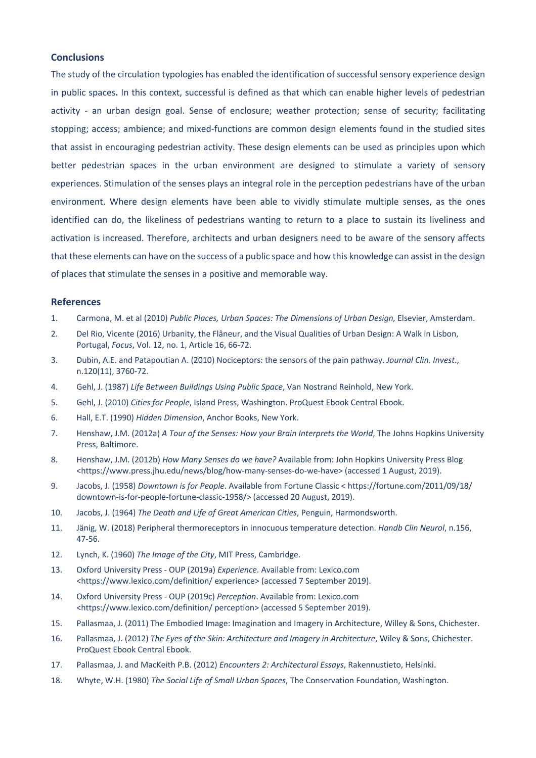## Conclusions

The study of the circulation typologies has enabled the identification of successful sensory experience design in public spaces**.** In this context, successful is defined as that which can enable higher levels of pedestrian activity - an urban design goal. Sense of enclosure; weather protection; sense of security; facilitating stopping; access; ambience; and mixed-functions are common design elements found in the studied sites that assist in encouraging pedestrian activity. These design elements can be used as principles upon which better pedestrian spaces in the urban environment are designed to stimulate a variety of sensory experiences. Stimulation of the senses plays an integral role in the perception pedestrians have of the urban environment. Where design elements have been able to vividly stimulate multiple senses, as the ones identified can do, the likeliness of pedestrians wanting to return to a place to sustain its liveliness and activation is increased. Therefore, architects and urban designers need to be aware of the sensory affects that these elements can have on the success of a public space and how this knowledge can assist in the design of places that stimulate the senses in a positive and memorable way.

## References

1. Carmona, M. et al (2010) *Public Places, Urban Spaces: The Dimensions of Urban Design,* Elsevier, Amsterdam.
2. Del Rio, Vicente (2016) Urbanity, the Flâneur, and the Visual Qualities of Urban Design: A Walk in Lisbon, Portugal, *Focus*, Vol. 12, no. 1, Article 16, 66-72.
3. Dubin, A.E. and Patapoutian A. (2010) Nociceptors: the sensors of the pain pathway. *Journal Clin. Invest*., n.120(11), 3760-72.
4. Gehl, J. (1987) *Life Between Buildings Using Public Space*, Van Nostrand Reinhold, New York.
5. Gehl, J. (2010) *Cities for People*, Island Press, Washington. ProQuest Ebook Central Ebook.
6. Hall, E.T. (1990) *Hidden Dimension*, Anchor Books, New York.
7. Henshaw, J.M. (2012a) *A Tour of the Senses: How your Brain Interprets the World*, The Johns Hopkins University Press, Baltimore.
8. Henshaw, J.M. (2012b) *How Many Senses do we have?* Available from: John Hopkins University Press Blog <https://www.press.jhu.edu/news/blog/how-many-senses-do-we-have> (accessed 1 August, 2019).
9. Jacobs, J. (1958) *Downtown is for People*. Available from Fortune Classic < https://fortune.com/2011/09/18/downtown-is-for-people-fortune-classic-1958/> (accessed 20 August, 2019).
10. Jacobs, J. (1964) *The Death and Life of Great American Cities*, Penguin, Harmondsworth.
11. Jänig, W. (2018) Peripheral thermoreceptors in innocuous temperature detection. *Handb Clin Neurol*, n.156, 47-56.
12. Lynch, K. (1960) *The Image of the City*, MIT Press, Cambridge.
13. Oxford University Press - OUP (2019a) *Experience*. Available from: Lexico.com <https://www.lexico.com/definition/ experience> (accessed 7 September 2019).
14. Oxford University Press - OUP (2019c) *Perception*. Available from: Lexico.com <https://www.lexico.com/definition/ perception> (accessed 5 September 2019).
15. Pallasmaa, J. (2011) The Embodied Image: Imagination and Imagery in Architecture, Willey & Sons, Chichester.
16. Pallasmaa, J. (2012) *The Eyes of the Skin: Architecture and Imagery in Architecture*, Wiley & Sons, Chichester. ProQuest Ebook Central Ebook.
17. Pallasmaa, J. and MacKeith P.B. (2012) *Encounters 2: Architectural Essays*, Rakennustieto, Helsinki.
18. Whyte, W.H. (1980) *The Social Life of Small Urban Spaces*, The Conservation Foundation, Washington.